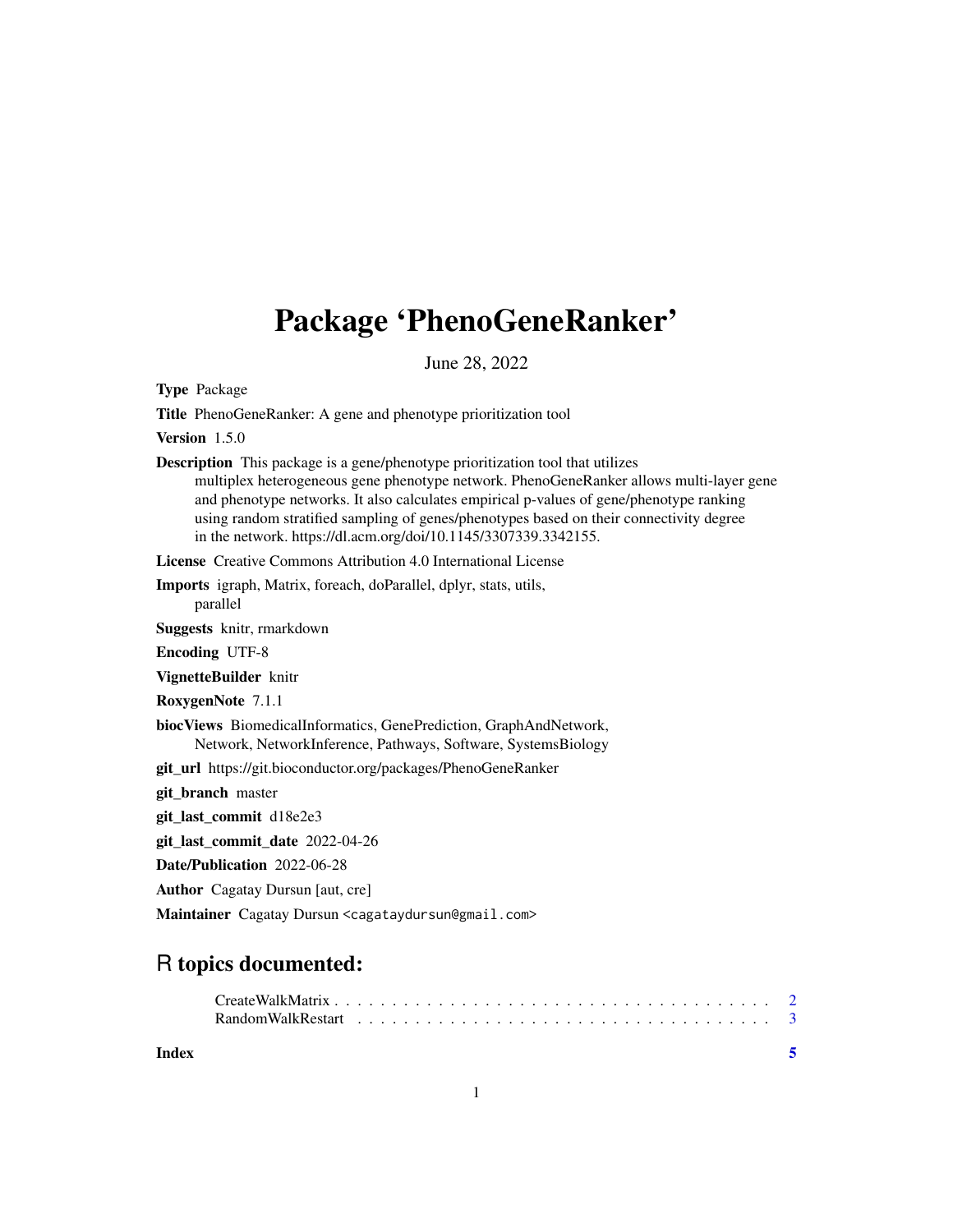# Package 'PhenoGeneRanker'

June 28, 2022

**Type** Package

**Title** PhenoGeneRanker: A gene and phenotype prioritization tool

**Version** 1.5.0

**Description** This package is a gene/phenotype prioritization tool that utilizes multiplex heterogeneous gene phenotype network. PhenoGeneRanker allows multi-layer gene and phenotype networks. It also calculates empirical p-values of gene/phenotype ranking using random stratified sampling of genes/phenotypes based on their connectivity degree in the network. https://dl.acm.org/doi/10.1145/3307339.3342155.

**License** Creative Commons Attribution 4.0 International License

**Imports** igraph, Matrix, foreach, doParallel, dplyr, stats, utils, parallel

**Suggests** knitr, rmarkdown

**Encoding** UTF-8

**VignetteBuilder** knitr

**RoxygenNote** 7.1.1

**biocViews** BiomedicalInformatics, GenePrediction, GraphAndNetwork, Network, NetworkInference, Pathways, Software, SystemsBiology

**git_url** https://git.bioconductor.org/packages/PhenoGeneRanker

**git_branch** master

**git_last_commit** d18e2e3

**git_last_commit_date** 2022-04-26

**Date/Publication** 2022-06-28

**Author** Cagatay Dursun [aut, cre]

**Maintainer** Cagatay Dursun <cagataydursun@gmail.com>

## R topics documented:

CreateWalkMatrix . . . . . . . . . . . . . . . . . . . . . . . . . . . . . . . . . . . . 2
RandomWalkRestart . . . . . . . . . . . . . . . . . . . . . . . . . . . . . . . . . . . 3

**Index** 5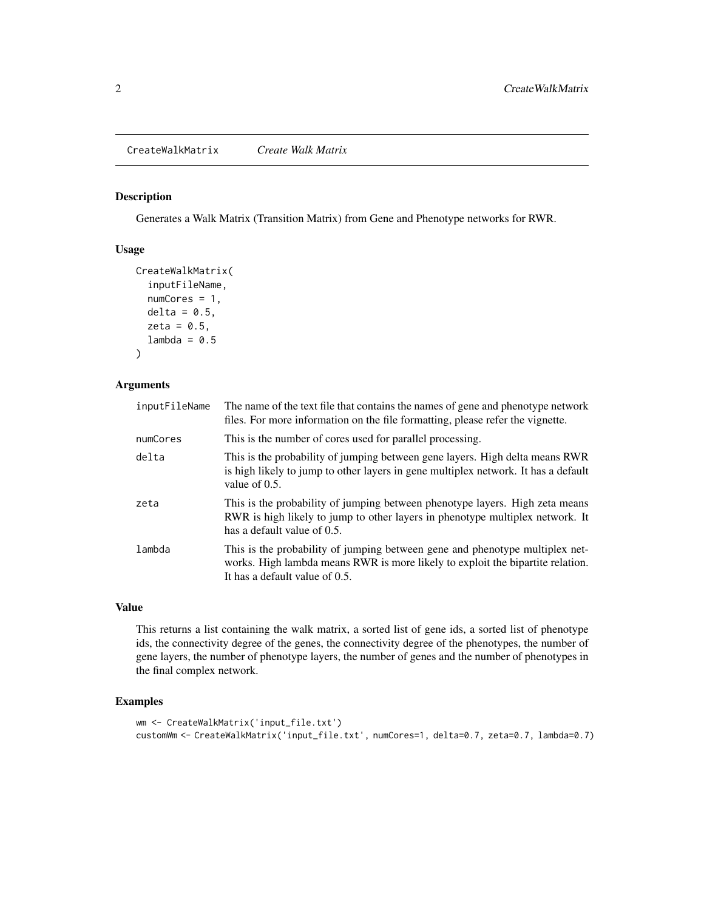## CreateWalkMatrix *Create Walk Matrix*

### Description

Generates a Walk Matrix (Transition Matrix) from Gene and Phenotype networks for RWR.

### Usage

```
CreateWalkMatrix(
  inputFileName,
  numCores = 1,
  delta = 0.5,
  zeta = 0.5,
  lambda = 0.5
)
```

### Arguments

| | |
|---|---|
| inputFileName | The name of the text file that contains the names of gene and phenotype network files. For more information on the file formatting, please refer the vignette. |
| numCores | This is the number of cores used for parallel processing. |
| delta | This is the probability of jumping between gene layers. High delta means RWR is high likely to jump to other layers in gene multiplex network. It has a default value of 0.5. |
| zeta | This is the probability of jumping between phenotype layers. High zeta means RWR is high likely to jump to other layers in phenotype multiplex network. It has a default value of 0.5. |
| lambda | This is the probability of jumping between gene and phenotype multiplex networks. High lambda means RWR is more likely to exploit the bipartite relation. It has a default value of 0.5. |

### Value

This returns a list containing the walk matrix, a sorted list of gene ids, a sorted list of phenotype ids, the connectivity degree of the genes, the connectivity degree of the phenotypes, the number of gene layers, the number of phenotype layers, the number of genes and the number of phenotypes in the final complex network.

### Examples

```
wm <- CreateWalkMatrix('input_file.txt')
customWm <- CreateWalkMatrix('input_file.txt', numCores=1, delta=0.7, zeta=0.7, lambda=0.7)
```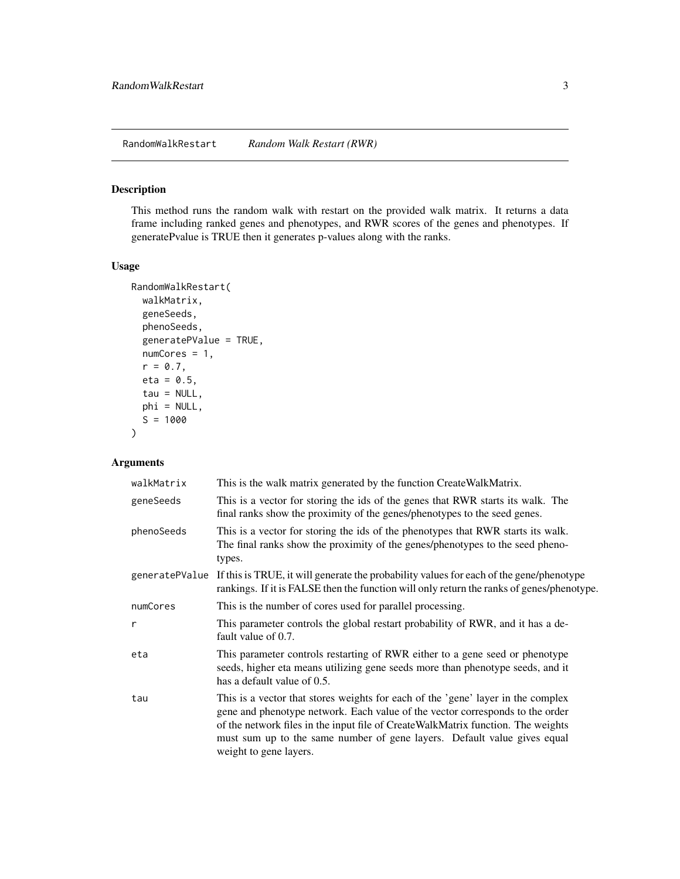## RandomWalkRestart — *Random Walk Restart (RWR)*

### Description

This method runs the random walk with restart on the provided walk matrix. It returns a data frame including ranked genes and phenotypes, and RWR scores of the genes and phenotypes. If generatePvalue is TRUE then it generates p-values along with the ranks.

### Usage

```
RandomWalkRestart(
  walkMatrix,
  geneSeeds,
  phenoSeeds,
  generatePValue = TRUE,
  numCores = 1,
  r = 0.7,
  eta = 0.5,
  tau = NULL,
  phi = NULL,
  S = 1000
)
```

### Arguments

| Argument | Description |
|---|---|
| `walkMatrix` | This is the walk matrix generated by the function CreateWalkMatrix. |
| `geneSeeds` | This is a vector for storing the ids of the genes that RWR starts its walk. The final ranks show the proximity of the genes/phenotypes to the seed genes. |
| `phenoSeeds` | This is a vector for storing the ids of the phenotypes that RWR starts its walk. The final ranks show the proximity of the genes/phenotypes to the seed phenotypes. |
| `generatePValue` | If this is TRUE, it will generate the probability values for each of the gene/phenotype rankings. If it is FALSE then the function will only return the ranks of genes/phenotype. |
| `numCores` | This is the number of cores used for parallel processing. |
| `r` | This parameter controls the global restart probability of RWR, and it has a default value of 0.7. |
| `eta` | This parameter controls restarting of RWR either to a gene seed or phenotype seeds, higher eta means utilizing gene seeds more than phenotype seeds, and it has a default value of 0.5. |
| `tau` | This is a vector that stores weights for each of the 'gene' layer in the complex gene and phenotype network. Each value of the vector corresponds to the order of the network files in the input file of CreateWalkMatrix function. The weights must sum up to the same number of gene layers. Default value gives equal weight to gene layers. |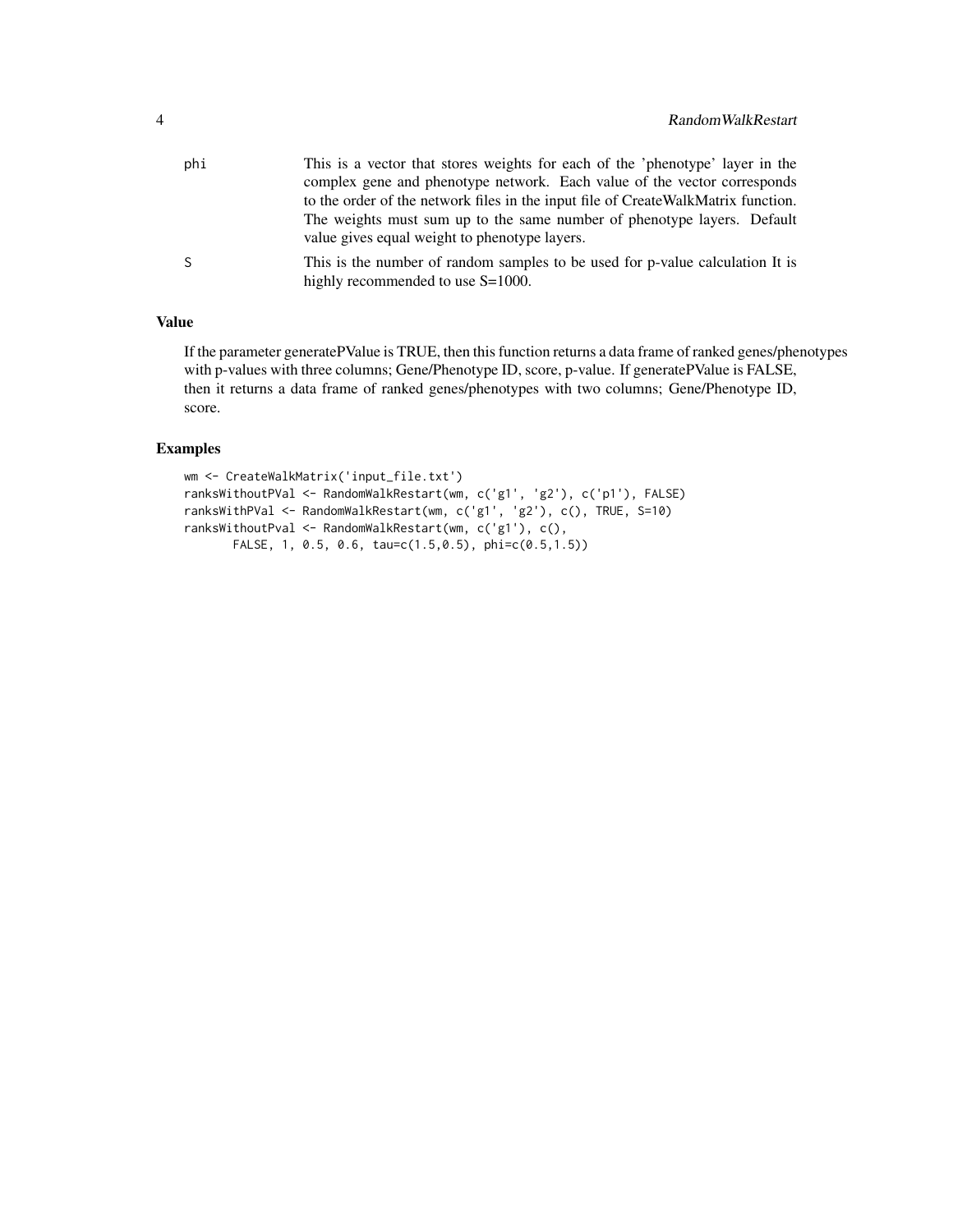| | |
|---|---|
| phi | This is a vector that stores weights for each of the 'phenotype' layer in the complex gene and phenotype network. Each value of the vector corresponds to the order of the network files in the input file of CreateWalkMatrix function. The weights must sum up to the same number of phenotype layers. Default value gives equal weight to phenotype layers. |
| S | This is the number of random samples to be used for p-value calculation It is highly recommended to use S=1000. |

## Value

If the parameter generatePValue is TRUE, then this function returns a data frame of ranked genes/phenotypes with p-values with three columns; Gene/Phenotype ID, score, p-value. If generatePValue is FALSE, then it returns a data frame of ranked genes/phenotypes with two columns; Gene/Phenotype ID, score.

## Examples

```
wm <- CreateWalkMatrix('input_file.txt')
ranksWithoutPVal <- RandomWalkRestart(wm, c('g1', 'g2'), c('p1'), FALSE)
ranksWithPVal <- RandomWalkRestart(wm, c('g1', 'g2'), c(), TRUE, S=10)
ranksWithoutPval <- RandomWalkRestart(wm, c('g1'), c(),
       FALSE, 1, 0.5, 0.6, tau=c(1.5,0.5), phi=c(0.5,1.5))
```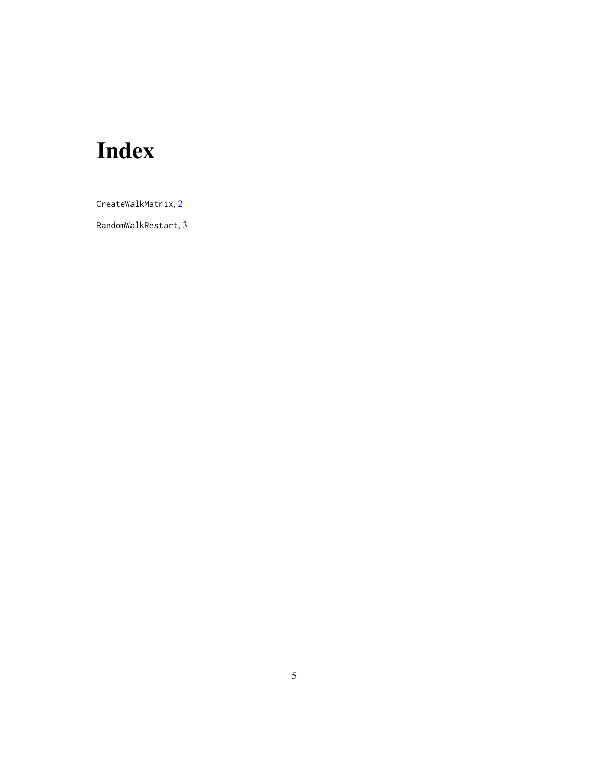# Index

CreateWalkMatrix, 2

RandomWalkRestart, 3